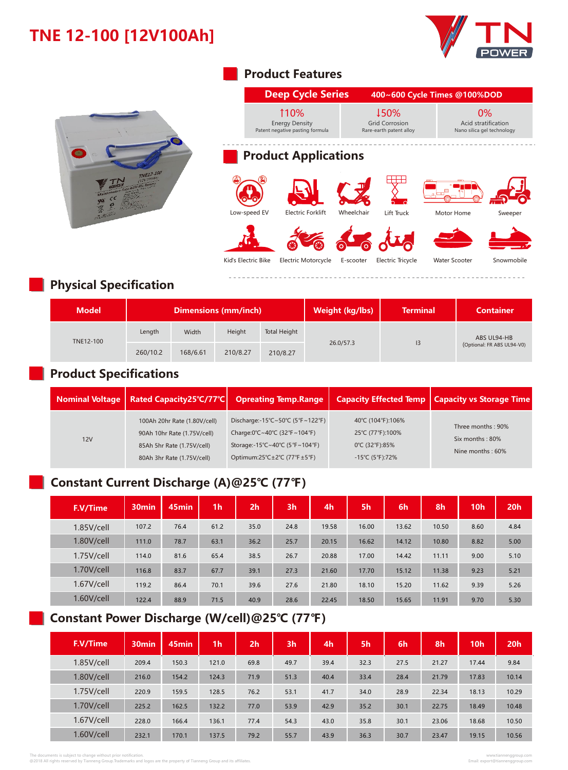# TNE 12-100 [12V100Ah]

TN POWER

## Product Features

| Deep Cycle Series | 400~600 Cycle Times @100%DOD | |
|---|---|---|
| ↑10% Energy Density Patent negative pasting formula | ↓50% Grid Corrosion Rare-earth patent alloy | 0% Acid stratification Nano silica gel technology |

## Product Applications

Low-speed EV, Electric Forklift, Wheelchair, Lift Truck, Motor Home, Sweeper, Kid's Electric Bike, Electric Motorcycle, E-scooter, Electric Tricycle, Water Scooter, Snowmobile

## Physical Specification

| Model | Dimensions (mm/inch) | | | | Weight (kg/lbs) | Terminal | Container |
|---|---|---|---|---|---|---|---|
| | Length | Width | Height | Total Height | | | |
| TNE12-100 | 260/10.2 | 168/6.61 | 210/8.27 | 210/8.27 | 26.0/57.3 | I3 | ABS UL94-HB (Optional: FR ABS UL94-V0) |

## Product Specifications

| Nominal Voltage | Rated Capacity25℃/77℉ | Opreating Temp.Range | Capacity Effected Temp | Capacity vs Storage Time |
|---|---|---|---|---|
| 12V | 100Ah 20hr Rate (1.80V/cell)<br>90Ah 10hr Rate (1.75V/cell)<br>85Ah 5hr Rate (1.75V/cell)<br>80Ah 3hr Rate (1.75V/cell) | Discharge:-15℃~50℃ (5℉~122℉)<br>Charge:0℃~40℃ (32℉~104℉)<br>Storage:-15℃~40℃ (5℉~104℉)<br>Optimum:25℃±2℃ (77℉±5℉) | 40℃ (104℉):106%<br>25℃ (77℉):100%<br>0℃ (32℉):85%<br>-15℃ (5℉):72% | Three months : 90%<br>Six months : 80%<br>Nine months : 60% |

## Constant Current Discharge (A)@25℃ (77℉)

| F.V/Time | 30min | 45min | 1h | 2h | 3h | 4h | 5h | 6h | 8h | 10h | 20h |
|---|---|---|---|---|---|---|---|---|---|---|---|
| 1.85V/cell | 107.2 | 76.4 | 61.2 | 35.0 | 24.8 | 19.58 | 16.00 | 13.62 | 10.50 | 8.60 | 4.84 |
| 1.80V/cell | 111.0 | 78.7 | 63.1 | 36.2 | 25.7 | 20.15 | 16.62 | 14.12 | 10.80 | 8.82 | 5.00 |
| 1.75V/cell | 114.0 | 81.6 | 65.4 | 38.5 | 26.7 | 20.88 | 17.00 | 14.42 | 11.11 | 9.00 | 5.10 |
| 1.70V/cell | 116.8 | 83.7 | 67.7 | 39.1 | 27.3 | 21.60 | 17.70 | 15.12 | 11.38 | 9.23 | 5.21 |
| 1.67V/cell | 119.2 | 86.4 | 70.1 | 39.6 | 27.6 | 21.80 | 18.10 | 15.20 | 11.62 | 9.39 | 5.26 |
| 1.60V/cell | 122.4 | 88.9 | 71.5 | 40.9 | 28.6 | 22.45 | 18.50 | 15.65 | 11.91 | 9.70 | 5.30 |

## Constant Power Discharge (W/cell)@25℃ (77℉)

| F.V/Time | 30min | 45min | 1h | 2h | 3h | 4h | 5h | 6h | 8h | 10h | 20h |
|---|---|---|---|---|---|---|---|---|---|---|---|
| 1.85V/cell | 209.4 | 150.3 | 121.0 | 69.8 | 49.7 | 39.4 | 32.3 | 27.5 | 21.27 | 17.44 | 9.84 |
| 1.80V/cell | 216.0 | 154.2 | 124.3 | 71.9 | 51.3 | 40.4 | 33.4 | 28.4 | 21.79 | 17.83 | 10.14 |
| 1.75V/cell | 220.9 | 159.5 | 128.5 | 76.2 | 53.1 | 41.7 | 34.0 | 28.9 | 22.34 | 18.13 | 10.29 |
| 1.70V/cell | 225.2 | 162.5 | 132.2 | 77.0 | 53.9 | 42.9 | 35.2 | 30.1 | 22.75 | 18.49 | 10.48 |
| 1.67V/cell | 228.0 | 166.4 | 136.1 | 77.4 | 54.3 | 43.0 | 35.8 | 30.1 | 23.06 | 18.68 | 10.50 |
| 1.60V/cell | 232.1 | 170.1 | 137.5 | 79.2 | 55.7 | 43.9 | 36.3 | 30.7 | 23.47 | 19.15 | 10.56 |

The documents is subject to change without prior notification.
@2018 All rights reserved by Tianneng Group.Trademarks and logos are the property of Tianneng Group and its affiliates.

www.tiannenggroup.com
Email: export@tiannenggroup.com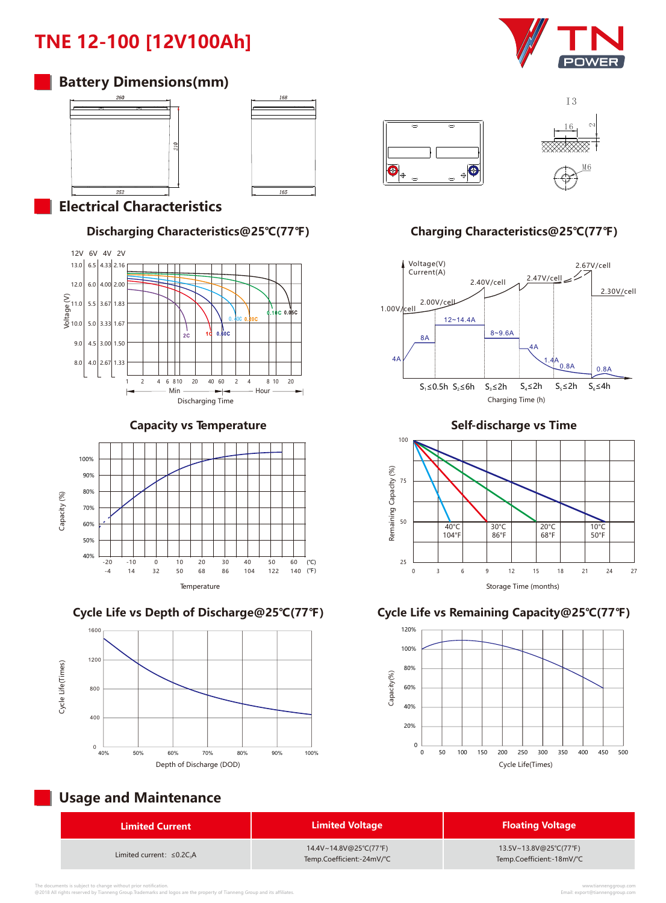# TNE 12-100 [12V100Ah]

## Battery Dimensions(mm)

260
252
210
168
165

I 3
16
2
M6

## Electrical Characteristics

### Discharging Characteristics@25℃(77℉)

12V 6V 4V 2V
13.0 6.5 4.33 2.16
12.0 6.0 4.00 2.00
11.0 5.5 3.67 1.83
10.0 5.0 3.33 1.67
9.0 4.5 3.00 1.50
8.0 4.0 2.67 1.33
Voltage (V)
2C 1C 0.60C 0.40C 0.20C 0.10C 0.05C
1 2 4 6 8 10 20 40 60 2 4 8 10 20
Min Hour
Discharging Time

### Charging Characteristics@25℃(77℉)

Voltage(V)
Current(A)
1.00V/cell 2.00V/cell 2.40V/cell 2.47V/cell 2.67V/cell 2.30V/cell
4A 8A 12~14.4A 8~9.6A 4A 1.4A 0.8A 0.8A
$S_1$≤0.5h $S_2$≤6h $S_3$≤2h $S_4$≤2h $S_5$≤2h $S_6$≤4h
Charging Time (h)

### Capacity vs Temperature

Capacity (%)
100% 90% 80% 70% 60% 50% 40%
-20 -10 0 10 20 30 40 50 60 (℃)
-4 14 32 50 68 86 104 122 140 (℉)
Temperature

### Self-discharge vs Time

Remaining Capacity (%)
100 75 50 25
40℃ 104℉ 30℃ 86℉ 20℃ 68℉ 10℃ 50℉
0 3 6 9 12 15 18 21 24 27
Storage Time (months)

### Cycle Life vs Depth of Discharge@25℃(77℉)

Cycle Life(Times)
1600 1200 800 400 0
40% 50% 60% 70% 80% 90% 100%
Depth of Discharge (DOD)

### Cycle Life vs Remaining Capacity@25℃(77℉)

Capacity(%)
120% 100% 80% 60% 40% 20% 0
0 50 100 150 200 250 300 350 400 450 500
Cycle Life(Times)

## Usage and Maintenance

| Limited Current | Limited Voltage | Floating Voltage |
|---|---|---|
| Limited current：≤0.2$C_A$A | 14.4V~14.8V@25℃(77℉)<br>Temp.Coefficient:-24mV/℃ | 13.5V~13.8V@25℃(77℉)<br>Temp.Coefficient:-18mV/℃ |

The documents is subject to change without prior notification.
@2018 All rights reserved by Tianneng Group.Trademarks and logos are the property of Tianneng Group and its affiliates.

www.tiannenggroup.com
Email: export@tiannenggroup.com